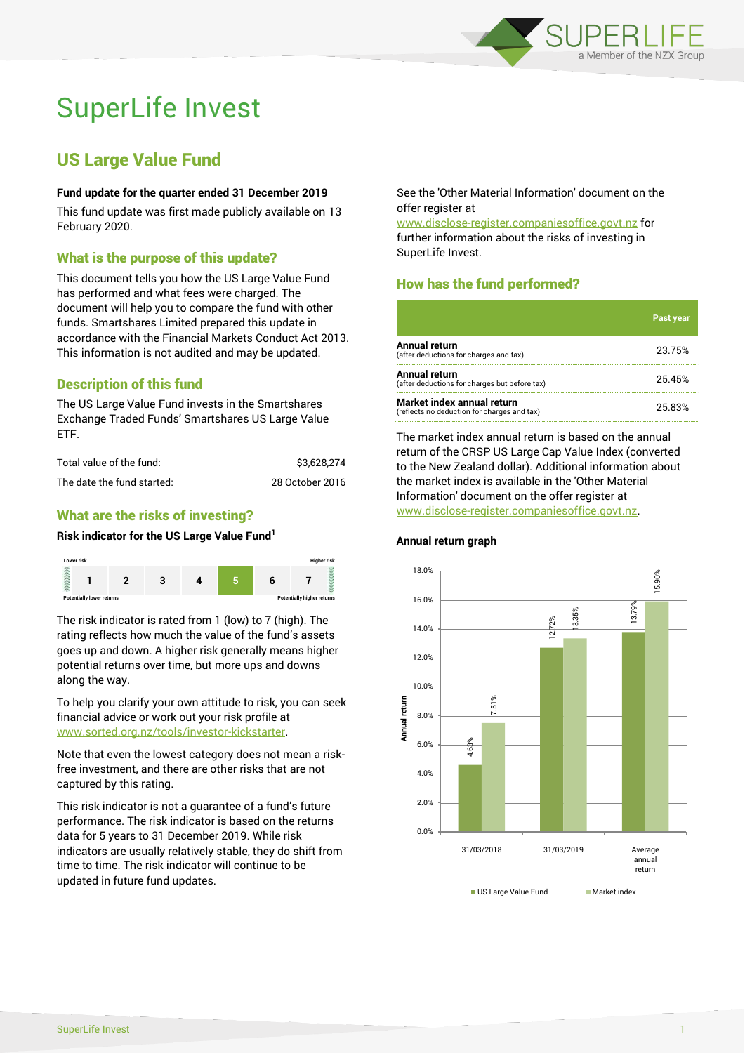# SuperLife Invest

## US Large Value Fund

**Fund update for the quarter ended 31 December 2019**

This fund update was first made publicly available on 13 February 2020.

### What is the purpose of this update?

This document tells you how the US Large Value Fund has performed and what fees were charged. The document will help you to compare the fund with other funds. Smartshares Limited prepared this update in accordance with the Financial Markets Conduct Act 2013. This information is not audited and may be updated.

### Description of this fund

The US Large Value Fund invests in the Smartshares Exchange Traded Funds' Smartshares US Large Value ETF.

| | |
|---|---|
| Total value of the fund: | $3,628,274 |
| The date the fund started: | 28 October 2016 |

### What are the risks of investing?

**Risk indicator for the US Large Value Fund[1]**

Lower risk — Higher risk

| 1 | 2 | 3 | 4 | **5** | 6 | 7 |
|---|---|---|---|---|---|---|

Potentially lower returns — Potentially higher returns

The risk indicator is rated from 1 (low) to 7 (high). The rating reflects how much the value of the fund's assets goes up and down. A higher risk generally means higher potential returns over time, but more ups and downs along the way.

To help you clarify your own attitude to risk, you can seek financial advice or work out your risk profile at www.sorted.org.nz/tools/investor-kickstarter.

Note that even the lowest category does not mean a risk-free investment, and there are other risks that are not captured by this rating.

This risk indicator is not a guarantee of a fund's future performance. The risk indicator is based on the returns data for 5 years to 31 December 2019. While risk indicators are usually relatively stable, they do shift from time to time. The risk indicator will continue to be updated in future fund updates.

See the 'Other Material Information' document on the offer register at www.disclose-register.companiesoffice.govt.nz for further information about the risks of investing in SuperLife Invest.

### How has the fund performed?

| | Past year |
|---|---|
| **Annual return** (after deductions for charges and tax) | 23.75% |
| **Annual return** (after deductions for charges but before tax) | 25.45% |
| **Market index annual return** (reflects no deduction for charges and tax) | 25.83% |

The market index annual return is based on the annual return of the CRSP US Large Cap Value Index (converted to the New Zealand dollar). Additional information about the market index is available in the 'Other Material Information' document on the offer register at www.disclose-register.companiesoffice.govt.nz.

**Annual return graph**

| | US Large Value Fund | Market index |
|---|---|---|
| 31/03/2018 | 4.63% | 7.51% |
| 31/03/2019 | 12.72% | 13.35% |
| Average annual return | 13.79% | 15.90% |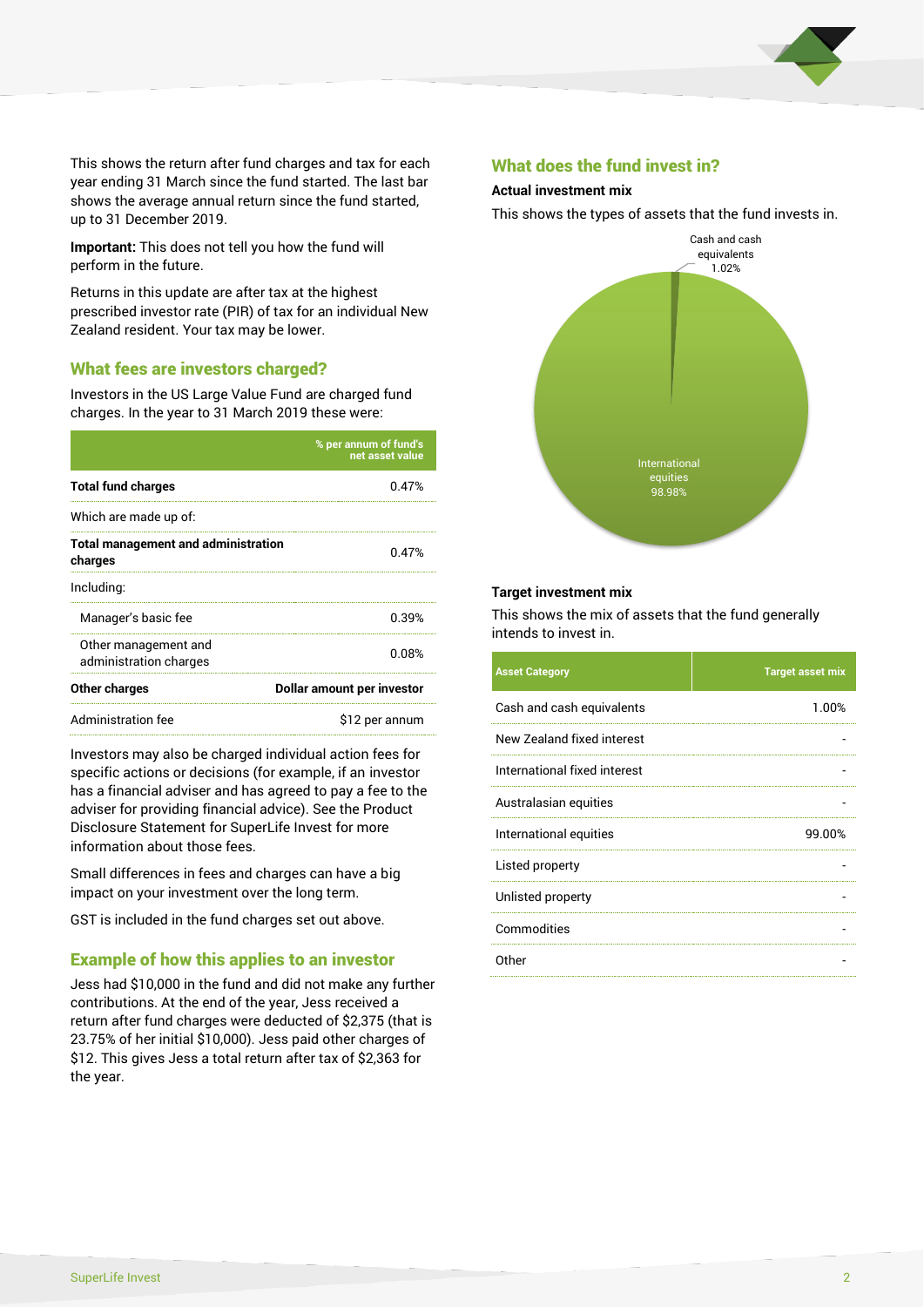This shows the return after fund charges and tax for each year ending 31 March since the fund started. The last bar shows the average annual return since the fund started, up to 31 December 2019.

**Important:** This does not tell you how the fund will perform in the future.

Returns in this update are after tax at the highest prescribed investor rate (PIR) of tax for an individual New Zealand resident. Your tax may be lower.

## What fees are investors charged?

Investors in the US Large Value Fund are charged fund charges. In the year to 31 March 2019 these were:

| | % per annum of fund's net asset value |
|---|---|
| **Total fund charges** | 0.47% |
| Which are made up of: | |
| **Total management and administration charges** | 0.47% |
| Including: | |
| Manager's basic fee | 0.39% |
| Other management and administration charges | 0.08% |
| **Other charges** | **Dollar amount per investor** |
| Administration fee | $12 per annum |

Investors may also be charged individual action fees for specific actions or decisions (for example, if an investor has a financial adviser and has agreed to pay a fee to the adviser for providing financial advice). See the Product Disclosure Statement for SuperLife Invest for more information about those fees.

Small differences in fees and charges can have a big impact on your investment over the long term.

GST is included in the fund charges set out above.

## Example of how this applies to an investor

Jess had $10,000 in the fund and did not make any further contributions. At the end of the year, Jess received a return after fund charges were deducted of $2,375 (that is 23.75% of her initial $10,000). Jess paid other charges of $12. This gives Jess a total return after tax of $2,363 for the year.

## What does the fund invest in?

### Actual investment mix

This shows the types of assets that the fund invests in.

Cash and cash equivalents 1.02%

International equities 98.98%

### Target investment mix

This shows the mix of assets that the fund generally intends to invest in.

| Asset Category | Target asset mix |
|---|---|
| Cash and cash equivalents | 1.00% |
| New Zealand fixed interest | - |
| International fixed interest | - |
| Australasian equities | - |
| International equities | 99.00% |
| Listed property | - |
| Unlisted property | - |
| Commodities | - |
| Other | - |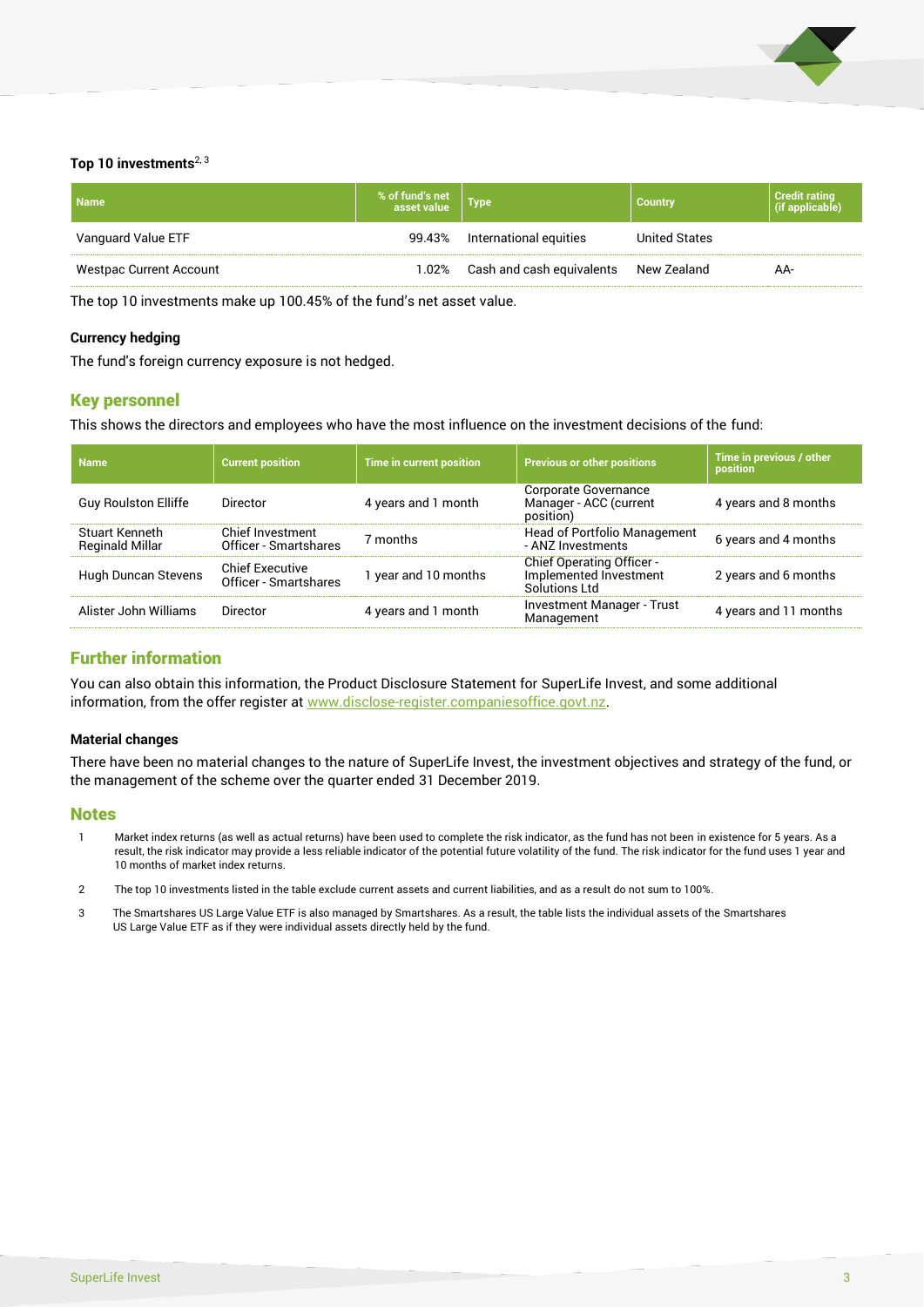### Top 10 investments[2, 3]

| Name | % of fund's net asset value | Type | Country | Credit rating (if applicable) |
| --- | --- | --- | --- | --- |
| Vanguard Value ETF | 99.43% | International equities | United States | |
| Westpac Current Account | 1.02% | Cash and cash equivalents | New Zealand | AA- |

The top 10 investments make up 100.45% of the fund's net asset value.

#### Currency hedging

The fund's foreign currency exposure is not hedged.

## Key personnel

This shows the directors and employees who have the most influence on the investment decisions of the fund:

| Name | Current position | Time in current position | Previous or other positions | Time in previous / other position |
| --- | --- | --- | --- | --- |
| Guy Roulston Elliffe | Director | 4 years and 1 month | Corporate Governance Manager - ACC (current position) | 4 years and 8 months |
| Stuart Kenneth Reginald Millar | Chief Investment Officer - Smartshares | 7 months | Head of Portfolio Management - ANZ Investments | 6 years and 4 months |
| Hugh Duncan Stevens | Chief Executive Officer - Smartshares | 1 year and 10 months | Chief Operating Officer - Implemented Investment Solutions Ltd | 2 years and 6 months |
| Alister John Williams | Director | 4 years and 1 month | Investment Manager - Trust Management | 4 years and 11 months |

## Further information

You can also obtain this information, the Product Disclosure Statement for SuperLife Invest, and some additional information, from the offer register at www.disclose-register.companiesoffice.govt.nz.

#### Material changes

There have been no material changes to the nature of SuperLife Invest, the investment objectives and strategy of the fund, or the management of the scheme over the quarter ended 31 December 2019.

## Notes

1. Market index returns (as well as actual returns) have been used to complete the risk indicator, as the fund has not been in existence for 5 years. As a result, the risk indicator may provide a less reliable indicator of the potential future volatility of the fund. The risk indicator for the fund uses 1 year and 10 months of market index returns.
2. The top 10 investments listed in the table exclude current assets and current liabilities, and as a result do not sum to 100%.
3. The Smartshares US Large Value ETF is also managed by Smartshares. As a result, the table lists the individual assets of the Smartshares US Large Value ETF as if they were individual assets directly held by the fund.